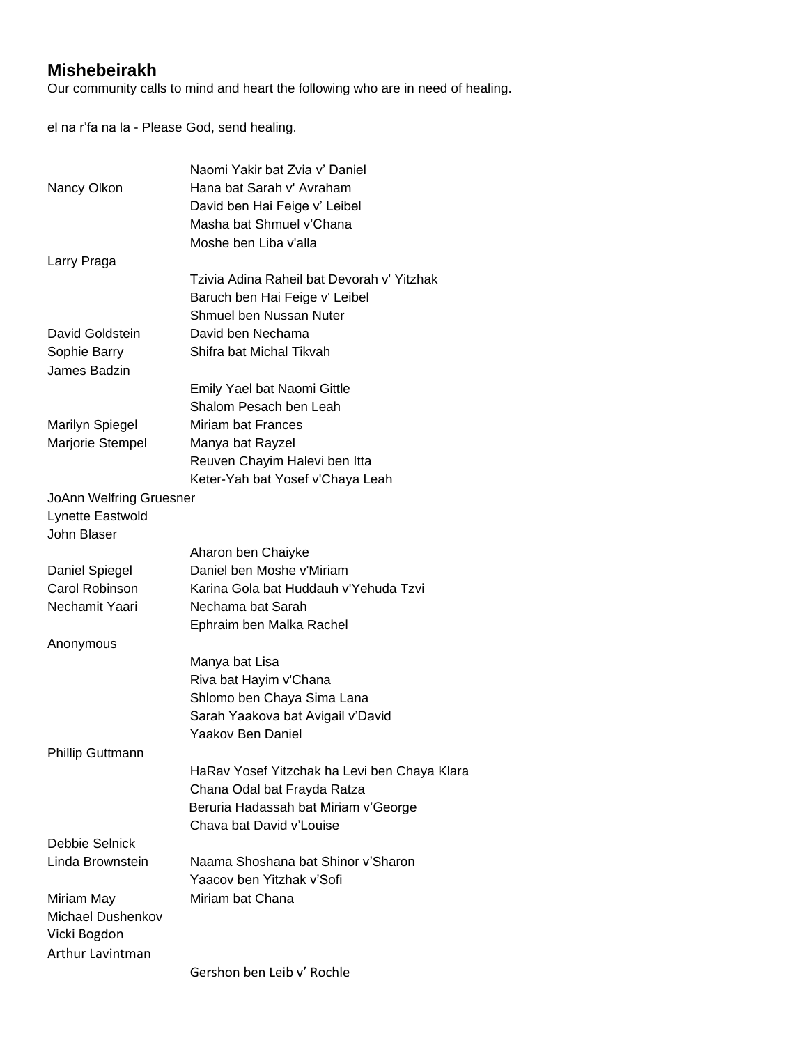## Mishebeirakh

Our community calls to mind and heart the following who are in need of healing.

el na r'fa na la - Please God, send healing.

| | |
|---|---|
| | Naomi Yakir bat Zvia v' Daniel |
| Nancy Olkon | Hana bat Sarah v' Avraham |
| | David ben Hai Feige v' Leibel |
| | Masha bat Shmuel v'Chana |
| | Moshe ben Liba v'alla |
| Larry Praga | |
| | Tzivia Adina Raheil bat Devorah v' Yitzhak |
| | Baruch ben Hai Feige v' Leibel |
| | Shmuel ben Nussan Nuter |
| David Goldstein | David ben Nechama |
| Sophie Barry | Shifra bat Michal Tikvah |
| James Badzin | |
| | Emily Yael bat Naomi Gittle |
| | Shalom Pesach ben Leah |
| Marilyn Spiegel | Miriam bat Frances |
| Marjorie Stempel | Manya bat Rayzel |
| | Reuven Chayim Halevi ben Itta |
| | Keter-Yah bat Yosef v'Chaya Leah |
| JoAnn Welfring Gruesner | |
| Lynette Eastwold | |
| John Blaser | |
| | Aharon ben Chaiyke |
| Daniel Spiegel | Daniel ben Moshe v'Miriam |
| Carol Robinson | Karina Gola bat Huddauh v'Yehuda Tzvi |
| Nechamit Yaari | Nechama bat Sarah |
| | Ephraim ben Malka Rachel |
| Anonymous | |
| | Manya bat Lisa |
| | Riva bat Hayim v'Chana |
| | Shlomo ben Chaya Sima Lana |
| | Sarah Yaakova bat Avigail v'David |
| | Yaakov Ben Daniel |
| Phillip Guttmann | |
| | HaRav Yosef Yitzchak ha Levi ben Chaya Klara |
| | Chana Odal bat Frayda Ratza |
| | Beruria Hadassah bat Miriam v'George |
| | Chava bat David v'Louise |
| Debbie Selnick | |
| Linda Brownstein | Naama Shoshana bat Shinor v'Sharon |
| | Yaacov ben Yitzhak v'Sofi |
| Miriam May | Miriam bat Chana |
| Michael Dushenkov | |
| Vicki Bogdon | |
| Arthur Lavintman | |
| | Gershon ben Leib v' Rochle |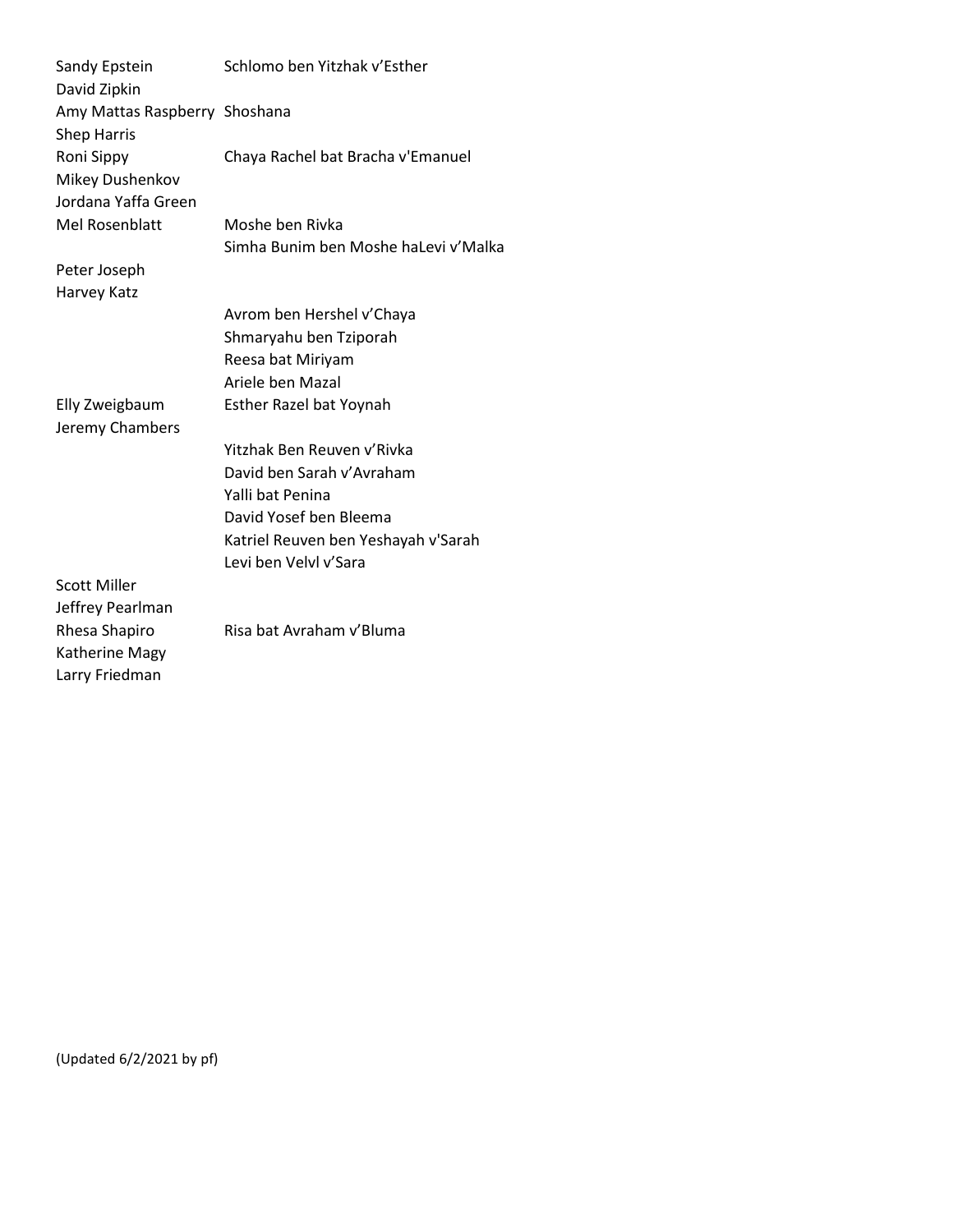| | |
|---|---|
| Sandy Epstein | Schlomo ben Yitzhak v'Esther |
| David Zipkin | |
| Amy Mattas Raspberry | Shoshana |
| Shep Harris | |
| Roni Sippy | Chaya Rachel bat Bracha v'Emanuel |
| Mikey Dushenkov | |
| Jordana Yaffa Green | |
| Mel Rosenblatt | Moshe ben Rivka |
| | Simha Bunim ben Moshe haLevi v'Malka |
| Peter Joseph | |
| Harvey Katz | |
| | Avrom ben Hershel v'Chaya |
| | Shmaryahu ben Tziporah |
| | Reesa bat Miriyam |
| | Ariele ben Mazal |
| Elly Zweigbaum | Esther Razel bat Yoynah |
| Jeremy Chambers | |
| | Yitzhak Ben Reuven v'Rivka |
| | David ben Sarah v'Avraham |
| | Yalli bat Penina |
| | David Yosef ben Bleema |
| | Katriel Reuven ben Yeshayah v'Sarah |
| | Levi ben Velvl v'Sara |
| Scott Miller | |
| Jeffrey Pearlman | |
| Rhesa Shapiro | Risa bat Avraham v'Bluma |
| Katherine Magy | |
| Larry Friedman | |

(Updated 6/2/2021 by pf)